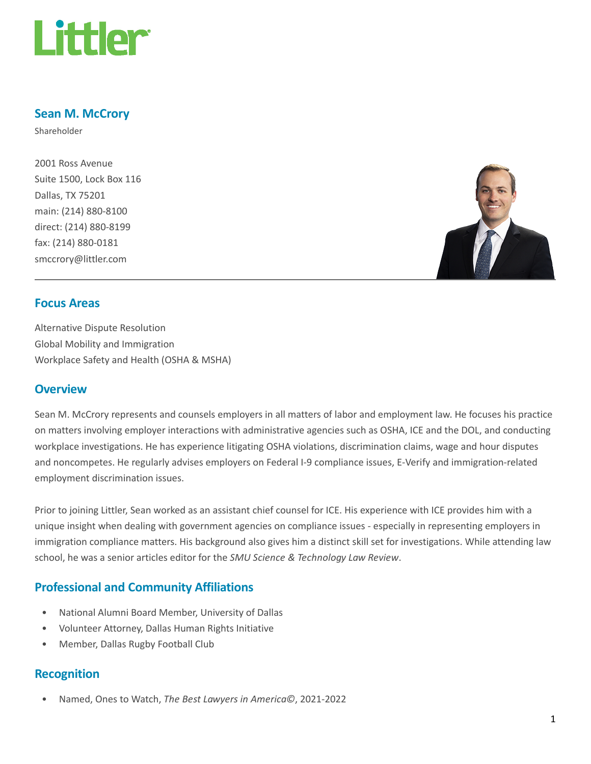# Littler

## Sean M. McCrory

Shareholder

2001 Ross Avenue
Suite 1500, Lock Box 116
Dallas, TX 75201
main: (214) 880-8100
direct: (214) 880-8199
fax: (214) 880-0181
smccrory@littler.com

## Focus Areas

Alternative Dispute Resolution
Global Mobility and Immigration
Workplace Safety and Health (OSHA & MSHA)

## Overview

Sean M. McCrory represents and counsels employers in all matters of labor and employment law. He focuses his practice on matters involving employer interactions with administrative agencies such as OSHA, ICE and the DOL, and conducting workplace investigations. He has experience litigating OSHA violations, discrimination claims, wage and hour disputes and noncompetes. He regularly advises employers on Federal I-9 compliance issues, E-Verify and immigration-related employment discrimination issues.

Prior to joining Littler, Sean worked as an assistant chief counsel for ICE. His experience with ICE provides him with a unique insight when dealing with government agencies on compliance issues - especially in representing employers in immigration compliance matters. His background also gives him a distinct skill set for investigations. While attending law school, he was a senior articles editor for the *SMU Science & Technology Law Review*.

## Professional and Community Affiliations

- National Alumni Board Member, University of Dallas
- Volunteer Attorney, Dallas Human Rights Initiative
- Member, Dallas Rugby Football Club

## Recognition

- Named, Ones to Watch, *The Best Lawyers in America©*, 2021-2022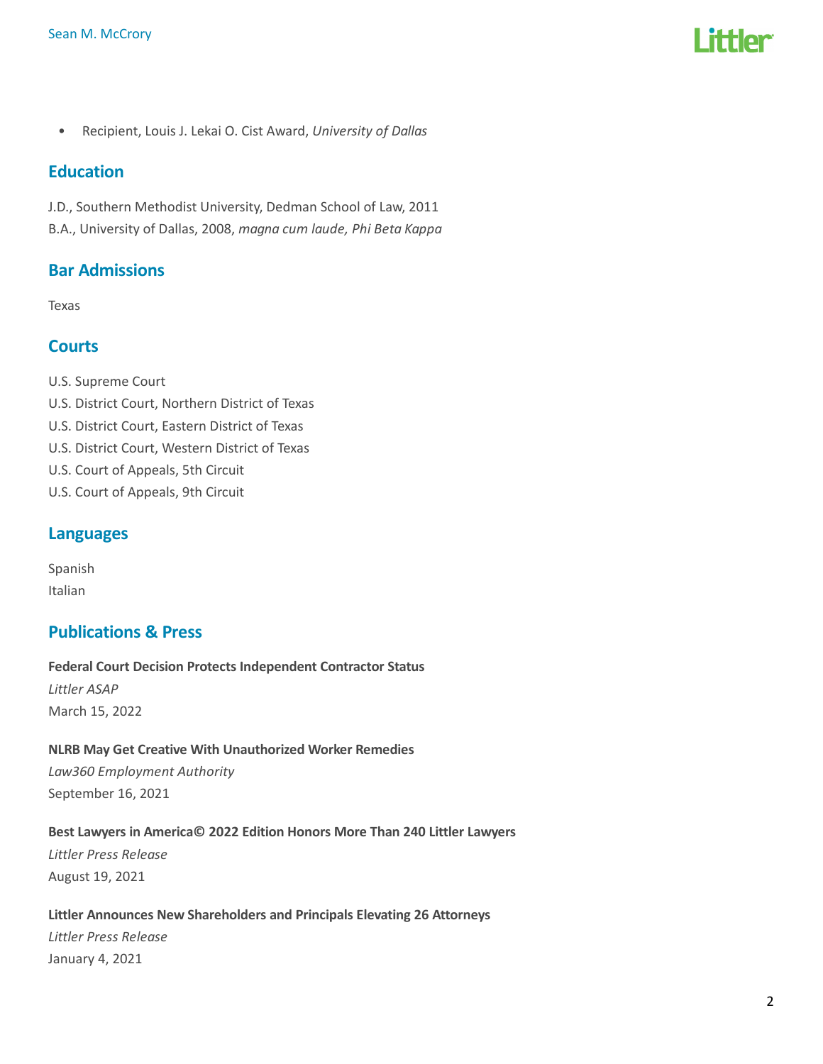- Recipient, Louis J. Lekai O. Cist Award, *University of Dallas*

## Education

J.D., Southern Methodist University, Dedman School of Law, 2011
B.A., University of Dallas, 2008, *magna cum laude, Phi Beta Kappa*

## Bar Admissions

Texas

## Courts

U.S. Supreme Court
U.S. District Court, Northern District of Texas
U.S. District Court, Eastern District of Texas
U.S. District Court, Western District of Texas
U.S. Court of Appeals, 5th Circuit
U.S. Court of Appeals, 9th Circuit

## Languages

Spanish
Italian

## Publications & Press

**Federal Court Decision Protects Independent Contractor Status**
*Littler ASAP*
March 15, 2022

**NLRB May Get Creative With Unauthorized Worker Remedies**
*Law360 Employment Authority*
September 16, 2021

**Best Lawyers in America© 2022 Edition Honors More Than 240 Littler Lawyers**
*Littler Press Release*
August 19, 2021

**Littler Announces New Shareholders and Principals Elevating 26 Attorneys**
*Littler Press Release*
January 4, 2021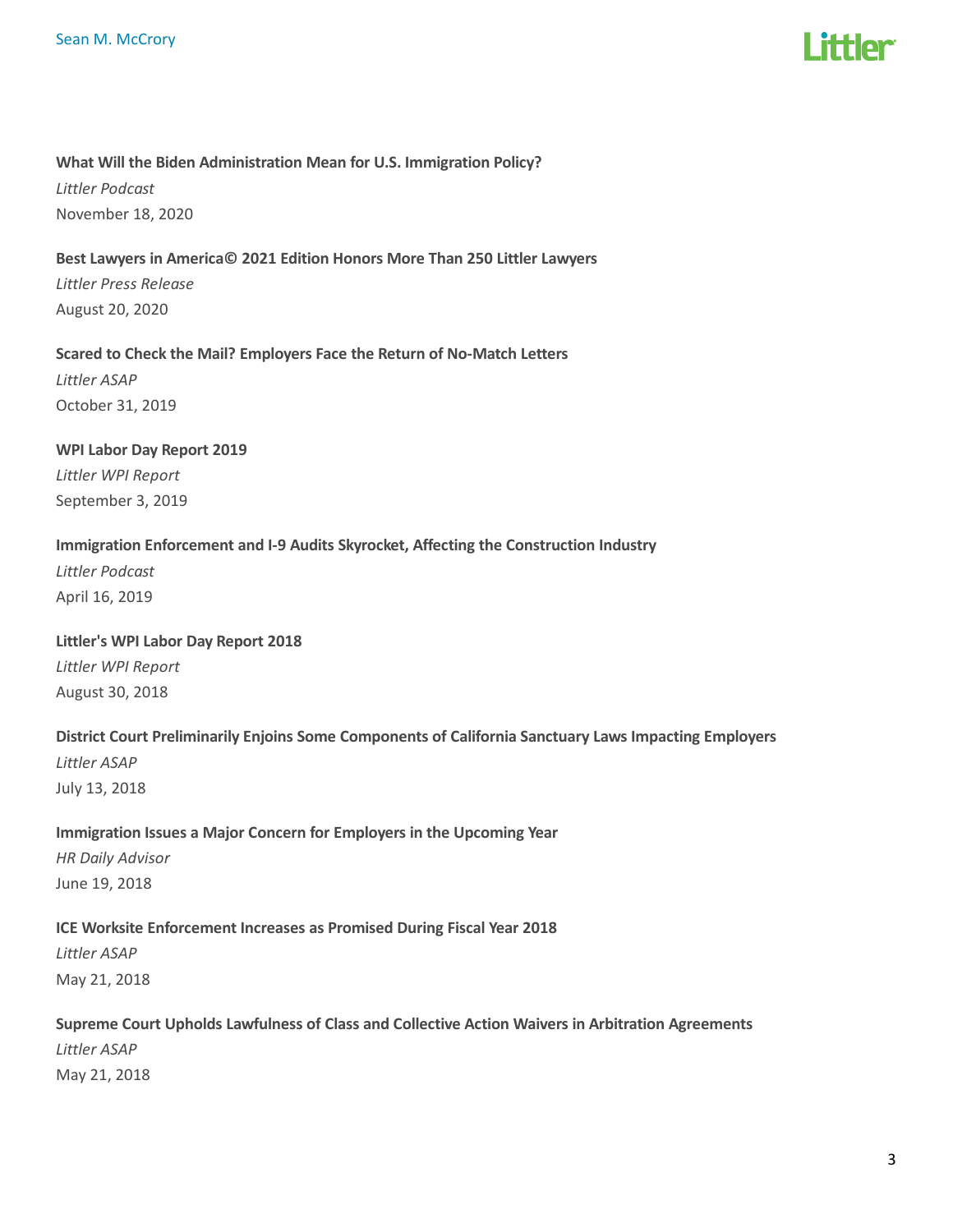**What Will the Biden Administration Mean for U.S. Immigration Policy?**
*Littler Podcast*
November 18, 2020

**Best Lawyers in America© 2021 Edition Honors More Than 250 Littler Lawyers**
*Littler Press Release*
August 20, 2020

**Scared to Check the Mail? Employers Face the Return of No-Match Letters**
*Littler ASAP*
October 31, 2019

**WPI Labor Day Report 2019**
*Littler WPI Report*
September 3, 2019

**Immigration Enforcement and I-9 Audits Skyrocket, Affecting the Construction Industry**
*Littler Podcast*
April 16, 2019

**Littler's WPI Labor Day Report 2018**
*Littler WPI Report*
August 30, 2018

**District Court Preliminarily Enjoins Some Components of California Sanctuary Laws Impacting Employers**
*Littler ASAP*
July 13, 2018

**Immigration Issues a Major Concern for Employers in the Upcoming Year**
*HR Daily Advisor*
June 19, 2018

**ICE Worksite Enforcement Increases as Promised During Fiscal Year 2018**
*Littler ASAP*
May 21, 2018

**Supreme Court Upholds Lawfulness of Class and Collective Action Waivers in Arbitration Agreements**
*Littler ASAP*
May 21, 2018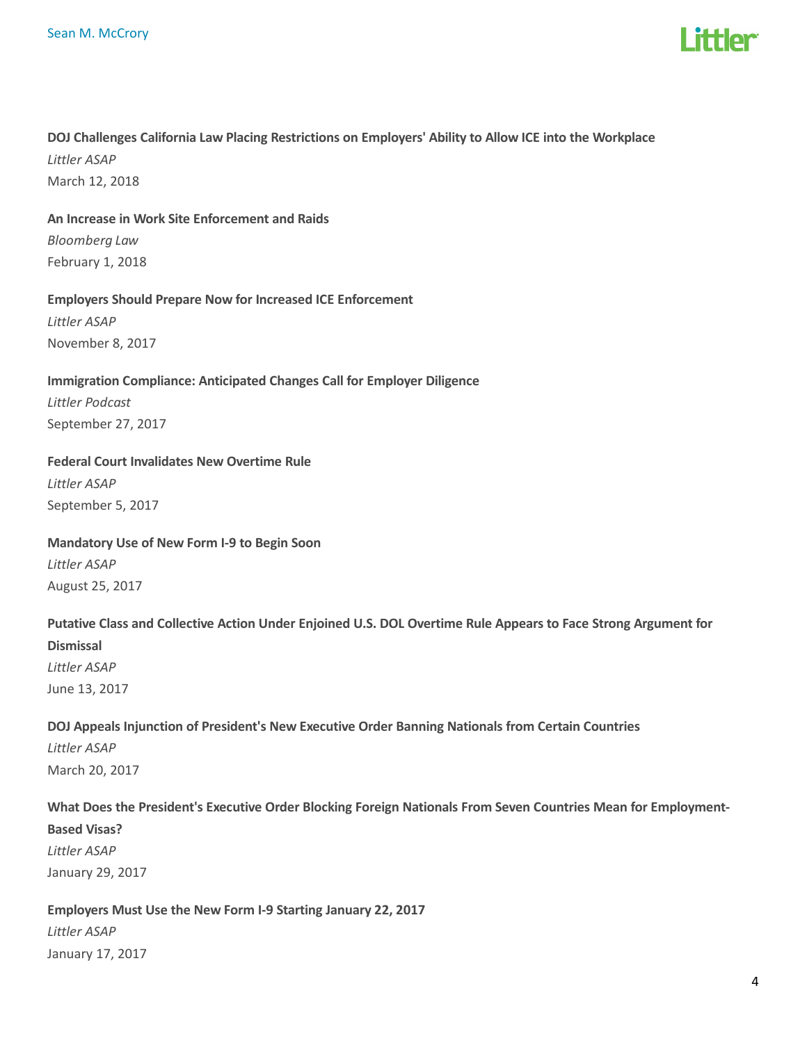**DOJ Challenges California Law Placing Restrictions on Employers' Ability to Allow ICE into the Workplace**
*Littler ASAP*
March 12, 2018

**An Increase in Work Site Enforcement and Raids**
*Bloomberg Law*
February 1, 2018

**Employers Should Prepare Now for Increased ICE Enforcement**
*Littler ASAP*
November 8, 2017

**Immigration Compliance: Anticipated Changes Call for Employer Diligence**
*Littler Podcast*
September 27, 2017

**Federal Court Invalidates New Overtime Rule**
*Littler ASAP*
September 5, 2017

**Mandatory Use of New Form I-9 to Begin Soon**
*Littler ASAP*
August 25, 2017

**Putative Class and Collective Action Under Enjoined U.S. DOL Overtime Rule Appears to Face Strong Argument for Dismissal**
*Littler ASAP*
June 13, 2017

**DOJ Appeals Injunction of President's New Executive Order Banning Nationals from Certain Countries**
*Littler ASAP*
March 20, 2017

**What Does the President's Executive Order Blocking Foreign Nationals From Seven Countries Mean for Employment-Based Visas?**
*Littler ASAP*
January 29, 2017

**Employers Must Use the New Form I-9 Starting January 22, 2017**
*Littler ASAP*
January 17, 2017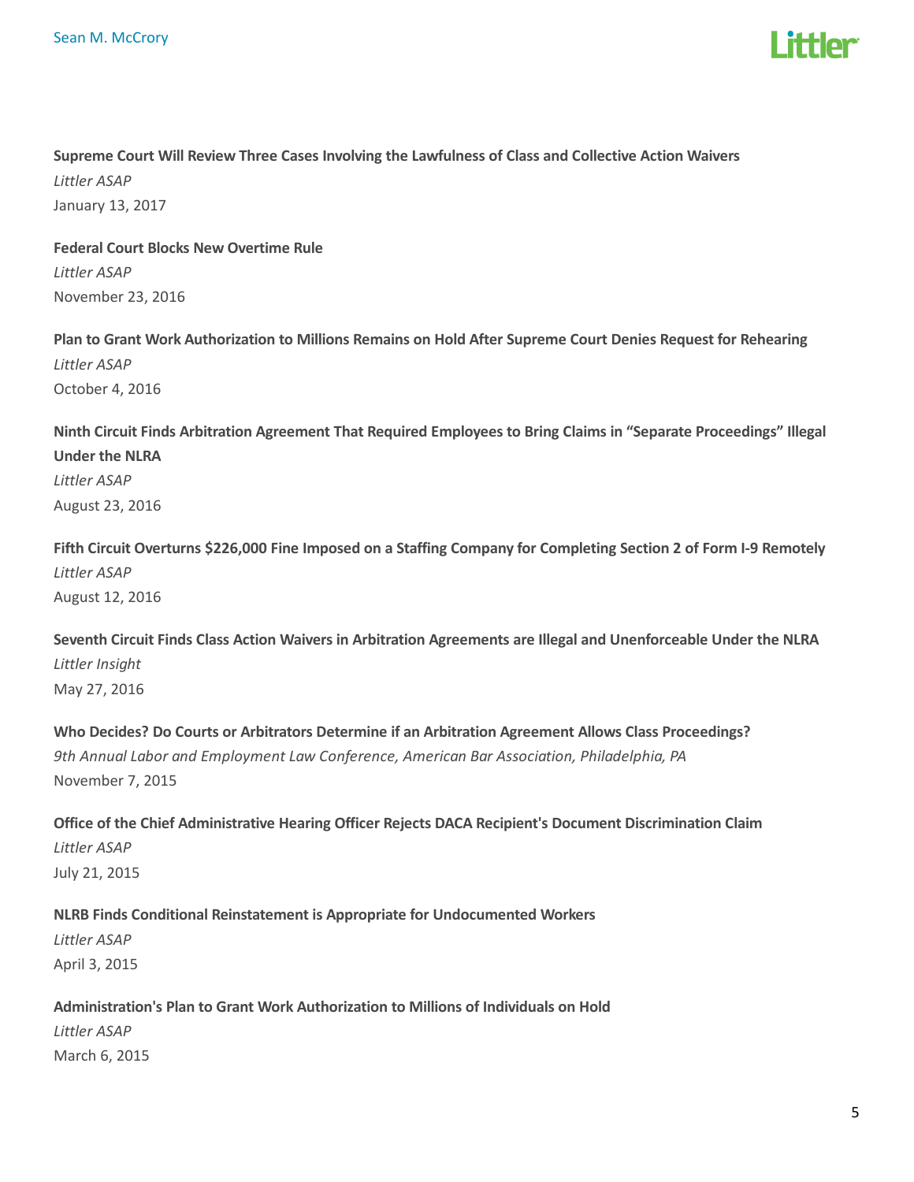**Supreme Court Will Review Three Cases Involving the Lawfulness of Class and Collective Action Waivers**

*Littler ASAP*

January 13, 2017

**Federal Court Blocks New Overtime Rule**

*Littler ASAP*

November 23, 2016

**Plan to Grant Work Authorization to Millions Remains on Hold After Supreme Court Denies Request for Rehearing**

*Littler ASAP*

October 4, 2016

**Ninth Circuit Finds Arbitration Agreement That Required Employees to Bring Claims in "Separate Proceedings" Illegal Under the NLRA**

*Littler ASAP*

August 23, 2016

**Fifth Circuit Overturns $226,000 Fine Imposed on a Staffing Company for Completing Section 2 of Form I-9 Remotely**

*Littler ASAP*

August 12, 2016

**Seventh Circuit Finds Class Action Waivers in Arbitration Agreements are Illegal and Unenforceable Under the NLRA**

*Littler Insight*

May 27, 2016

**Who Decides? Do Courts or Arbitrators Determine if an Arbitration Agreement Allows Class Proceedings?**

*9th Annual Labor and Employment Law Conference, American Bar Association, Philadelphia, PA*

November 7, 2015

**Office of the Chief Administrative Hearing Officer Rejects DACA Recipient's Document Discrimination Claim**

*Littler ASAP*

July 21, 2015

**NLRB Finds Conditional Reinstatement is Appropriate for Undocumented Workers**

*Littler ASAP*

April 3, 2015

**Administration's Plan to Grant Work Authorization to Millions of Individuals on Hold**

*Littler ASAP*

March 6, 2015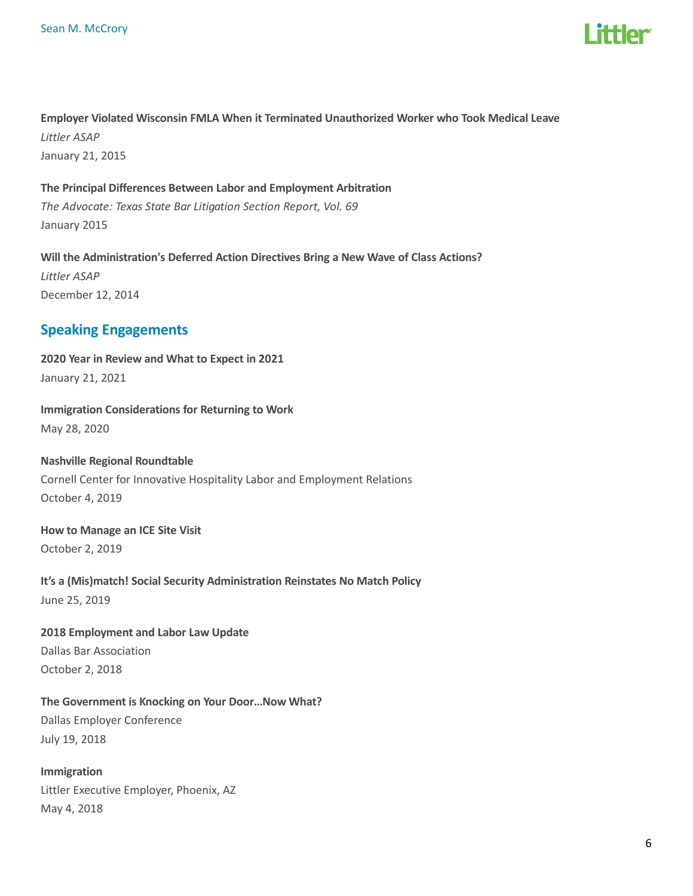**Employer Violated Wisconsin FMLA When it Terminated Unauthorized Worker who Took Medical Leave**
*Littler ASAP*
January 21, 2015

**The Principal Differences Between Labor and Employment Arbitration**
*The Advocate: Texas State Bar Litigation Section Report, Vol. 69*
January 2015

**Will the Administration's Deferred Action Directives Bring a New Wave of Class Actions?**
*Littler ASAP*
December 12, 2014

## Speaking Engagements

**2020 Year in Review and What to Expect in 2021**
January 21, 2021

**Immigration Considerations for Returning to Work**
May 28, 2020

**Nashville Regional Roundtable**
Cornell Center for Innovative Hospitality Labor and Employment Relations
October 4, 2019

**How to Manage an ICE Site Visit**
October 2, 2019

**It's a (Mis)match! Social Security Administration Reinstates No Match Policy**
June 25, 2019

**2018 Employment and Labor Law Update**
Dallas Bar Association
October 2, 2018

**The Government is Knocking on Your Door...Now What?**
Dallas Employer Conference
July 19, 2018

**Immigration**
Littler Executive Employer, Phoenix, AZ
May 4, 2018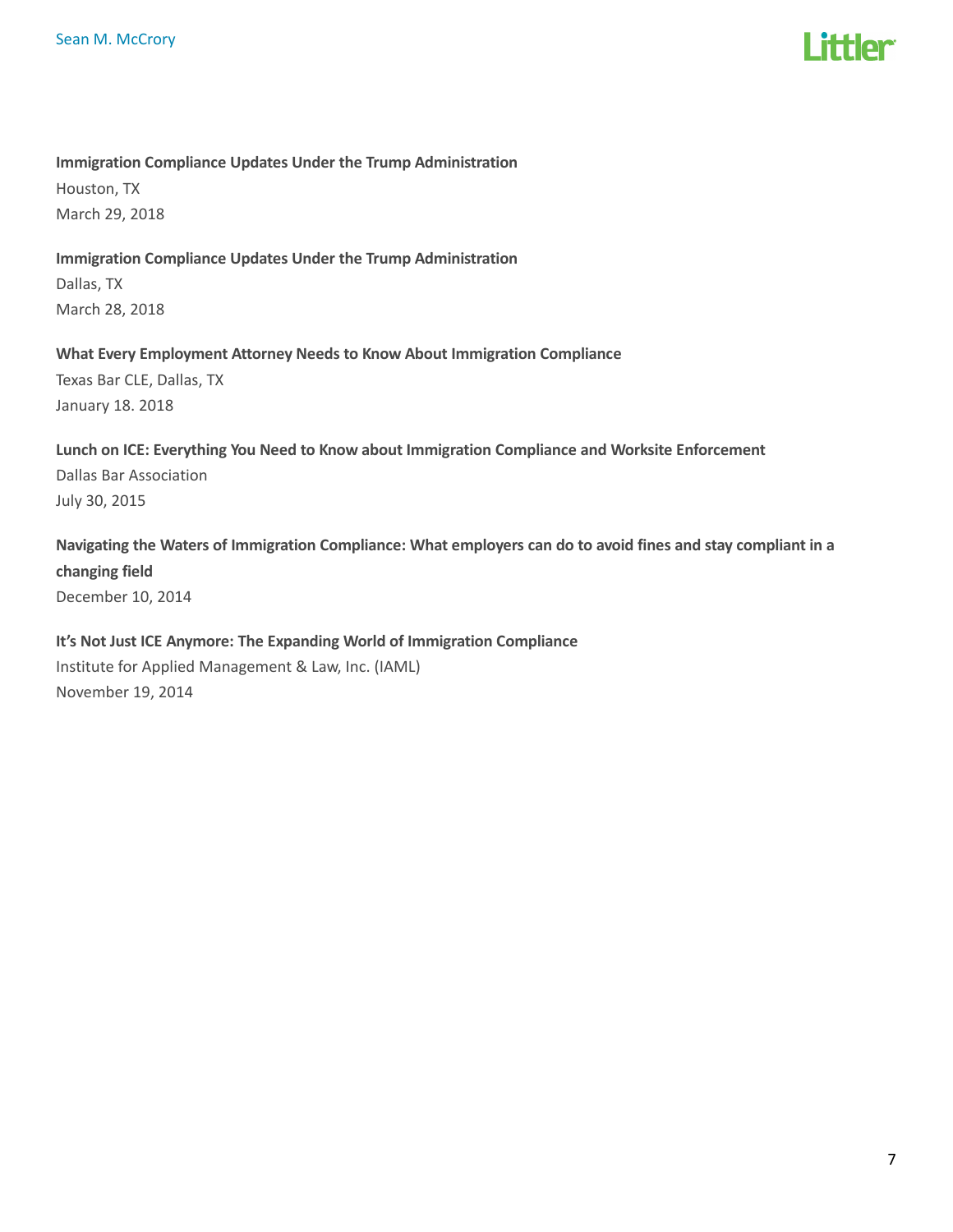**Immigration Compliance Updates Under the Trump Administration**
Houston, TX
March 29, 2018

**Immigration Compliance Updates Under the Trump Administration**
Dallas, TX
March 28, 2018

**What Every Employment Attorney Needs to Know About Immigration Compliance**
Texas Bar CLE, Dallas, TX
January 18. 2018

**Lunch on ICE: Everything You Need to Know about Immigration Compliance and Worksite Enforcement**
Dallas Bar Association
July 30, 2015

**Navigating the Waters of Immigration Compliance: What employers can do to avoid fines and stay compliant in a changing field**
December 10, 2014

**It's Not Just ICE Anymore: The Expanding World of Immigration Compliance**
Institute for Applied Management & Law, Inc. (IAML)
November 19, 2014